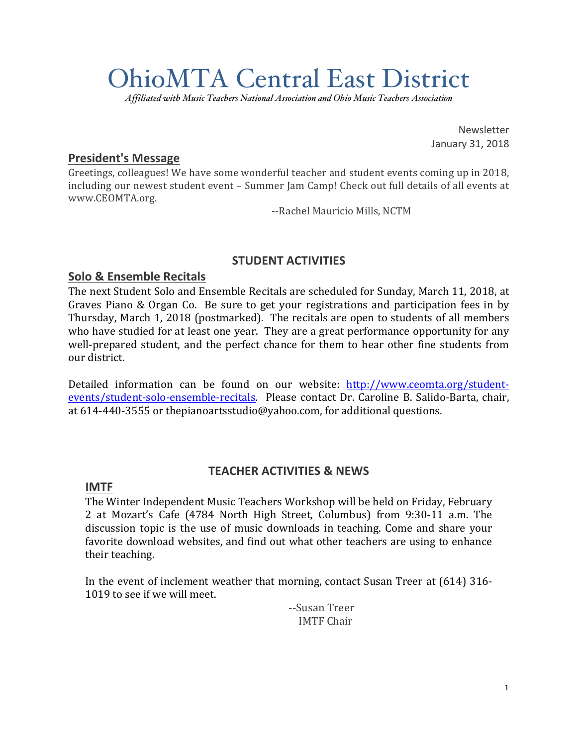# OhioMTA Central East District

*Affiliated with Music Teachers National Association and Ohio Music Teachers Association*

Newsletter
January 31, 2018

## President's Message

Greetings, colleagues! We have some wonderful teacher and student events coming up in 2018, including our newest student event – Summer Jam Camp! Check out full details of all events at www.CEOMTA.org.

--Rachel Mauricio Mills, NCTM

## STUDENT ACTIVITIES

### Solo & Ensemble Recitals

The next Student Solo and Ensemble Recitals are scheduled for Sunday, March 11, 2018, at Graves Piano & Organ Co. Be sure to get your registrations and participation fees in by Thursday, March 1, 2018 (postmarked). The recitals are open to students of all members who have studied for at least one year. They are a great performance opportunity for any well-prepared student, and the perfect chance for them to hear other fine students from our district.

Detailed information can be found on our website: [http://www.ceomta.org/student-events/student-solo-ensemble-recitals](http://www.ceomta.org/student-events/student-solo-ensemble-recitals). Please contact Dr. Caroline B. Salido-Barta, chair, at 614-440-3555 or thepianoartsstudio@yahoo.com, for additional questions.

## TEACHER ACTIVITIES & NEWS

### IMTF

The Winter Independent Music Teachers Workshop will be held on Friday, February 2 at Mozart's Cafe (4784 North High Street, Columbus) from 9:30-11 a.m. The discussion topic is the use of music downloads in teaching. Come and share your favorite download websites, and find out what other teachers are using to enhance their teaching.

In the event of inclement weather that morning, contact Susan Treer at (614) 316-1019 to see if we will meet.

--Susan Treer
IMTF Chair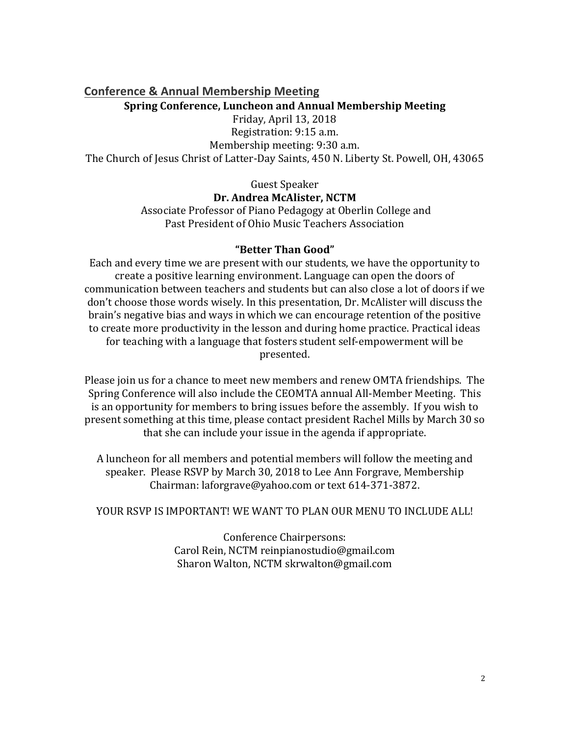## Conference & Annual Membership Meeting

**Spring Conference, Luncheon and Annual Membership Meeting**

Friday, April 13, 2018
Registration: 9:15 a.m.
Membership meeting: 9:30 a.m.
The Church of Jesus Christ of Latter-Day Saints, 450 N. Liberty St. Powell, OH, 43065

Guest Speaker
**Dr. Andrea McAlister, NCTM**
Associate Professor of Piano Pedagogy at Oberlin College and
Past President of Ohio Music Teachers Association

**"Better Than Good"**

Each and every time we are present with our students, we have the opportunity to create a positive learning environment. Language can open the doors of communication between teachers and students but can also close a lot of doors if we don't choose those words wisely. In this presentation, Dr. McAlister will discuss the brain's negative bias and ways in which we can encourage retention of the positive to create more productivity in the lesson and during home practice. Practical ideas for teaching with a language that fosters student self-empowerment will be presented.

Please join us for a chance to meet new members and renew OMTA friendships. The Spring Conference will also include the CEOMTA annual All-Member Meeting. This is an opportunity for members to bring issues before the assembly. If you wish to present something at this time, please contact president Rachel Mills by March 30 so that she can include your issue in the agenda if appropriate.

A luncheon for all members and potential members will follow the meeting and speaker. Please RSVP by March 30, 2018 to Lee Ann Forgrave, Membership Chairman: laforgrave@yahoo.com or text 614-371-3872.

YOUR RSVP IS IMPORTANT! WE WANT TO PLAN OUR MENU TO INCLUDE ALL!

Conference Chairpersons:
Carol Rein, NCTM reinpianostudio@gmail.com
Sharon Walton, NCTM skrwalton@gmail.com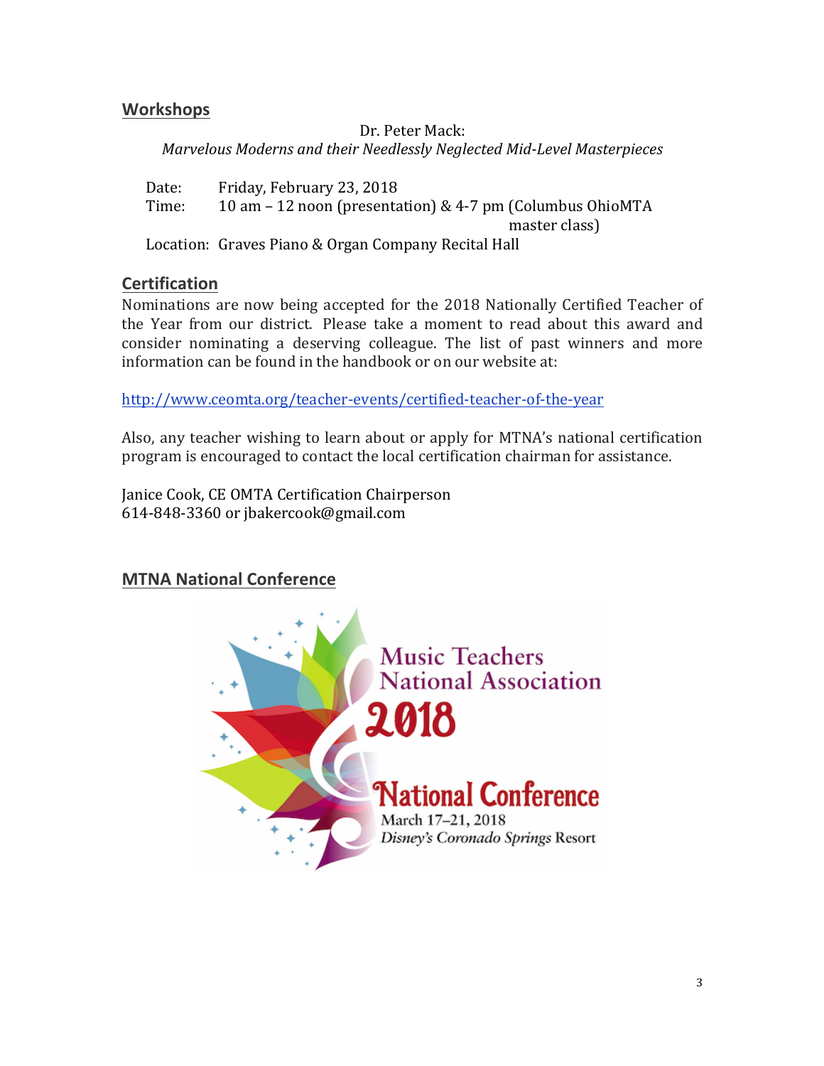## Workshops

Dr. Peter Mack:
*Marvelous Moderns and their Needlessly Neglected Mid-Level Masterpieces*

Date: Friday, February 23, 2018
Time: 10 am – 12 noon (presentation) & 4-7 pm (Columbus OhioMTA master class)
Location: Graves Piano & Organ Company Recital Hall

## Certification

Nominations are now being accepted for the 2018 Nationally Certified Teacher of the Year from our district. Please take a moment to read about this award and consider nominating a deserving colleague. The list of past winners and more information can be found in the handbook or on our website at:

http://www.ceomta.org/teacher-events/certified-teacher-of-the-year

Also, any teacher wishing to learn about or apply for MTNA's national certification program is encouraged to contact the local certification chairman for assistance.

Janice Cook, CE OMTA Certification Chairperson
614-848-3360 or jbakercook@gmail.com

## MTNA National Conference

Music Teachers National Association
2018
National Conference
March 17–21, 2018
*Disney's Coronado Springs* Resort